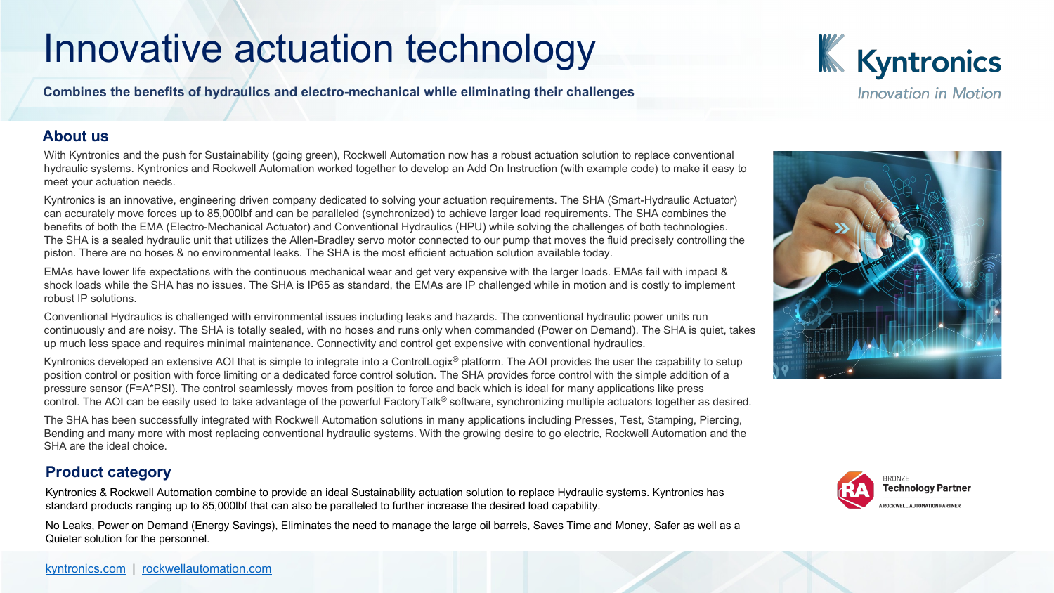# Innovative actuation technology

**Combines the benefits of hydraulics and electro-mechanical while eliminating their challenges**

Kyntronics

*Innovation in Motion*

## About us

With Kyntronics and the push for Sustainability (going green), Rockwell Automation now has a robust actuation solution to replace conventional hydraulic systems. Kyntronics and Rockwell Automation worked together to develop an Add On Instruction (with example code) to make it easy to meet your actuation needs.

Kyntronics is an innovative, engineering driven company dedicated to solving your actuation requirements. The SHA (Smart-Hydraulic Actuator) can accurately move forces up to 85,000lbf and can be paralleled (synchronized) to achieve larger load requirements. The SHA combines the benefits of both the EMA (Electro-Mechanical Actuator) and Conventional Hydraulics (HPU) while solving the challenges of both technologies. The SHA is a sealed hydraulic unit that utilizes the Allen-Bradley servo motor connected to our pump that moves the fluid precisely controlling the piston. There are no hoses & no environmental leaks. The SHA is the most efficient actuation solution available today.

EMAs have lower life expectations with the continuous mechanical wear and get very expensive with the larger loads. EMAs fail with impact & shock loads while the SHA has no issues. The SHA is IP65 as standard, the EMAs are IP challenged while in motion and is costly to implement robust IP solutions.

Conventional Hydraulics is challenged with environmental issues including leaks and hazards. The conventional hydraulic power units run continuously and are noisy. The SHA is totally sealed, with no hoses and runs only when commanded (Power on Demand). The SHA is quiet, takes up much less space and requires minimal maintenance. Connectivity and control get expensive with conventional hydraulics.

Kyntronics developed an extensive AOI that is simple to integrate into a ControlLogix® platform. The AOI provides the user the capability to setup position control or position with force limiting or a dedicated force control solution. The SHA provides force control with the simple addition of a pressure sensor (F=A*PSI). The control seamlessly moves from position to force and back which is ideal for many applications like press control. The AOI can be easily used to take advantage of the powerful FactoryTalk® software, synchronizing multiple actuators together as desired.

The SHA has been successfully integrated with Rockwell Automation solutions in many applications including Presses, Test, Stamping, Piercing, Bending and many more with most replacing conventional hydraulic systems. With the growing desire to go electric, Rockwell Automation and the SHA are the ideal choice.

## Product category

Kyntronics & Rockwell Automation combine to provide an ideal Sustainability actuation solution to replace Hydraulic systems. Kyntronics has standard products ranging up to 85,000lbf that can also be paralleled to further increase the desired load capability.

No Leaks, Power on Demand (Energy Savings), Eliminates the need to manage the large oil barrels, Saves Time and Money, Safer as well as a Quieter solution for the personnel.

BRONZE
**Technology Partner**
A ROCKWELL AUTOMATION PARTNER

kyntronics.com | rockwellautomation.com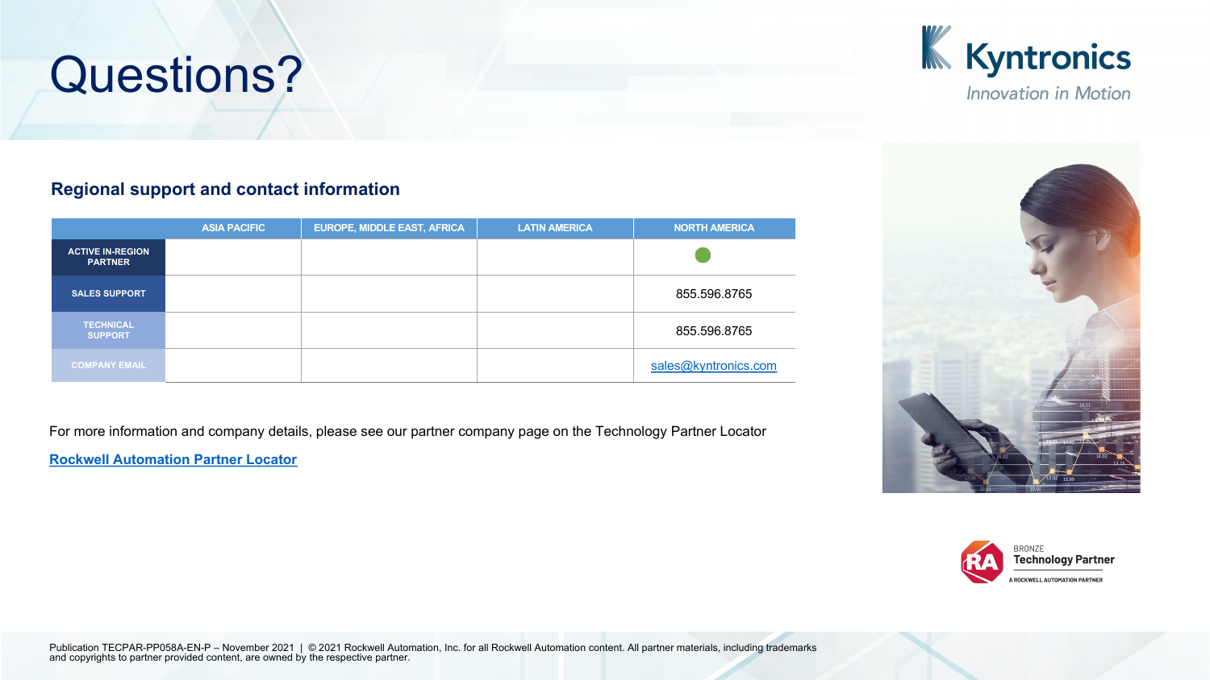# Questions?

Kyntronics
Innovation in Motion

## Regional support and contact information

| | ASIA PACIFIC | EUROPE, MIDDLE EAST, AFRICA | LATIN AMERICA | NORTH AMERICA |
|---|---|---|---|---|
| ACTIVE IN-REGION PARTNER | | | | ● |
| SALES SUPPORT | | | | 855.596.8765 |
| TECHNICAL SUPPORT | | | | 855.596.8765 |
| COMPANY EMAIL | | | | sales@kyntronics.com |

For more information and company details, please see our partner company page on the Technology Partner Locator

**Rockwell Automation Partner Locator**

BRONZE
Technology Partner
A ROCKWELL AUTOMATION PARTNER

Publication TECPAR-PP058A-EN-P – November 2021 | © 2021 Rockwell Automation, Inc. for all Rockwell Automation content. All partner materials, including trademarks and copyrights to partner provided content, are owned by the respective partner.